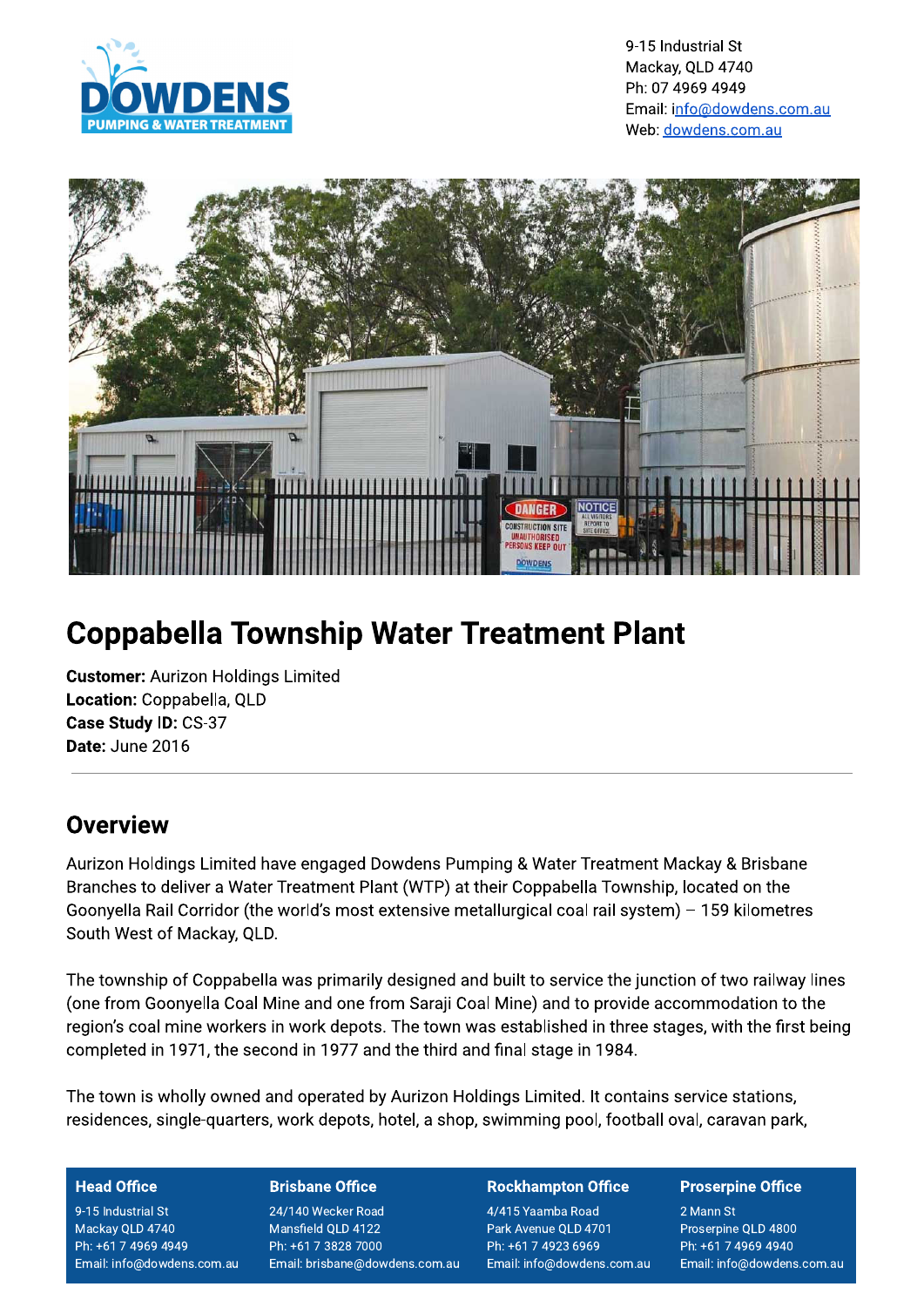9-15 Industrial St
Mackay, QLD 4740
Ph: 07 4969 4949
Email: info@dowdens.com.au
Web: dowdens.com.au

# Coppabella Township Water Treatment Plant

**Customer:** Aurizon Holdings Limited
**Location:** Coppabella, QLD
**Case Study ID:** CS-37
**Date:** June 2016

---

## Overview

Aurizon Holdings Limited have engaged Dowdens Pumping & Water Treatment Mackay & Brisbane Branches to deliver a Water Treatment Plant (WTP) at their Coppabella Township, located on the Goonyella Rail Corridor (the world's most extensive metallurgical coal rail system) – 159 kilometres South West of Mackay, QLD.

The township of Coppabella was primarily designed and built to service the junction of two railway lines (one from Goonyella Coal Mine and one from Saraji Coal Mine) and to provide accommodation to the region's coal mine workers in work depots. The town was established in three stages, with the first being completed in 1971, the second in 1977 and the third and final stage in 1984.

The town is wholly owned and operated by Aurizon Holdings Limited. It contains service stations, residences, single-quarters, work depots, hotel, a shop, swimming pool, football oval, caravan park,

| Head Office | Brisbane Office | Rockhampton Office | Proserpine Office |
| --- | --- | --- | --- |
| 9-15 Industrial St | 24/140 Wecker Road | 4/415 Yaamba Road | 2 Mann St |
| Mackay QLD 4740 | Mansfield QLD 4122 | Park Avenue QLD 4701 | Proserpine QLD 4800 |
| Ph: +61 7 4969 4949 | Ph: +61 7 3828 7000 | Ph: +61 7 4923 6969 | Ph: +61 7 4969 4940 |
| Email: info@dowdens.com.au | Email: brisbane@dowdens.com.au | Email: info@dowdens.com.au | Email: info@dowdens.com.au |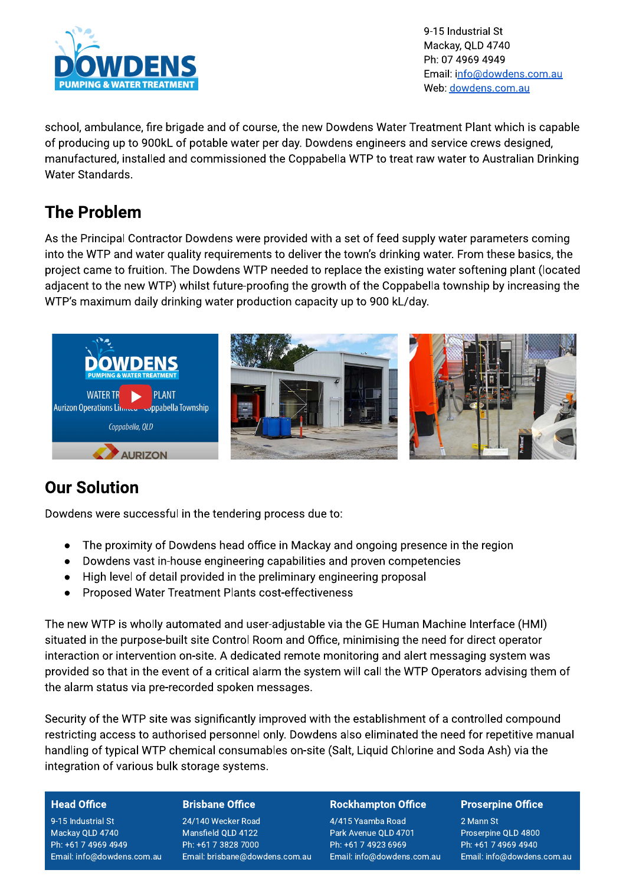school, ambulance, fire brigade and of course, the new Dowdens Water Treatment Plant which is capable of producing up to 900kL of potable water per day. Dowdens engineers and service crews designed, manufactured, installed and commissioned the Coppabella WTP to treat raw water to Australian Drinking Water Standards.

## The Problem

As the Principal Contractor Dowdens were provided with a set of feed supply water parameters coming into the WTP and water quality requirements to deliver the town's drinking water. From these basics, the project came to fruition. The Dowdens WTP needed to replace the existing water softening plant (located adjacent to the new WTP) whilst future-proofing the growth of the Coppabella township by increasing the WTP's maximum daily drinking water production capacity up to 900 kL/day.

## Our Solution

Dowdens were successful in the tendering process due to:

- The proximity of Dowdens head office in Mackay and ongoing presence in the region
- Dowdens vast in-house engineering capabilities and proven competencies
- High level of detail provided in the preliminary engineering proposal
- Proposed Water Treatment Plants cost-effectiveness

The new WTP is wholly automated and user-adjustable via the GE Human Machine Interface (HMI) situated in the purpose-built site Control Room and Office, minimising the need for direct operator interaction or intervention on-site. A dedicated remote monitoring and alert messaging system was provided so that in the event of a critical alarm the system will call the WTP Operators advising them of the alarm status via pre-recorded spoken messages.

Security of the WTP site was significantly improved with the establishment of a controlled compound restricting access to authorised personnel only. Dowdens also eliminated the need for repetitive manual handling of typical WTP chemical consumables on-site (Salt, Liquid Chlorine and Soda Ash) via the integration of various bulk storage systems.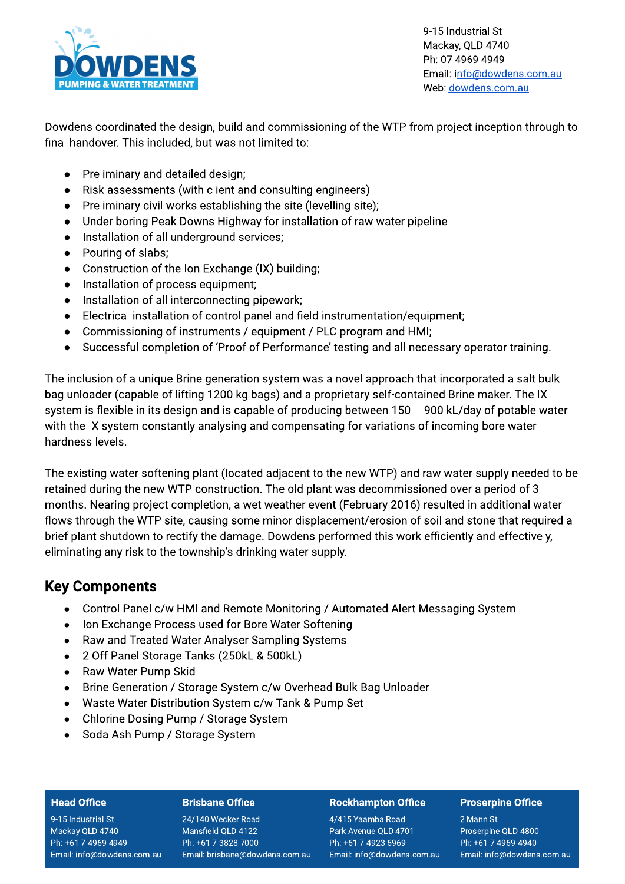Dowdens coordinated the design, build and commissioning of the WTP from project inception through to final handover. This included, but was not limited to:

- Preliminary and detailed design;
- Risk assessments (with client and consulting engineers)
- Preliminary civil works establishing the site (levelling site);
- Under boring Peak Downs Highway for installation of raw water pipeline
- Installation of all underground services;
- Pouring of slabs;
- Construction of the Ion Exchange (IX) building;
- Installation of process equipment;
- Installation of all interconnecting pipework;
- Electrical installation of control panel and field instrumentation/equipment;
- Commissioning of instruments / equipment / PLC program and HMI;
- Successful completion of 'Proof of Performance' testing and all necessary operator training.

The inclusion of a unique Brine generation system was a novel approach that incorporated a salt bulk bag unloader (capable of lifting 1200 kg bags) and a proprietary self-contained Brine maker. The IX system is flexible in its design and is capable of producing between 150 – 900 kL/day of potable water with the IX system constantly analysing and compensating for variations of incoming bore water hardness levels.

The existing water softening plant (located adjacent to the new WTP) and raw water supply needed to be retained during the new WTP construction. The old plant was decommissioned over a period of 3 months. Nearing project completion, a wet weather event (February 2016) resulted in additional water flows through the WTP site, causing some minor displacement/erosion of soil and stone that required a brief plant shutdown to rectify the damage. Dowdens performed this work efficiently and effectively, eliminating any risk to the township's drinking water supply.

## Key Components

- Control Panel c/w HMI and Remote Monitoring / Automated Alert Messaging System
- Ion Exchange Process used for Bore Water Softening
- Raw and Treated Water Analyser Sampling Systems
- 2 Off Panel Storage Tanks (250kL & 500kL)
- Raw Water Pump Skid
- Brine Generation / Storage System c/w Overhead Bulk Bag Unloader
- Waste Water Distribution System c/w Tank & Pump Set
- Chlorine Dosing Pump / Storage System
- Soda Ash Pump / Storage System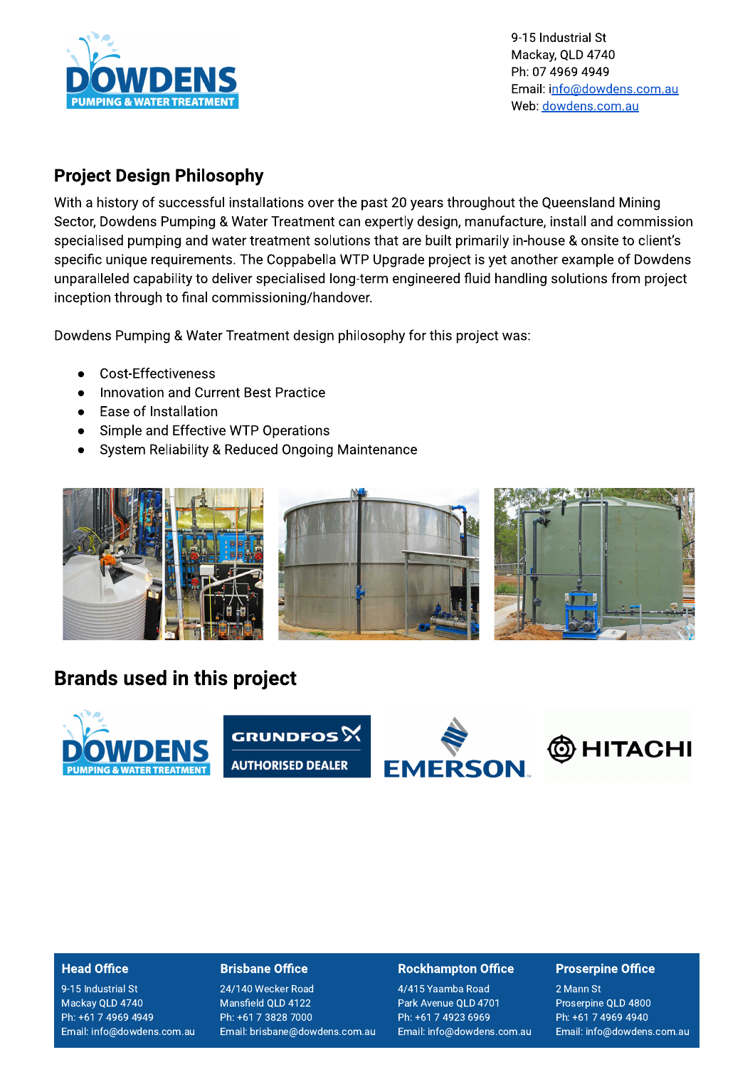9-15 Industrial St
Mackay, QLD 4740
Ph: 07 4969 4949
Email: info@dowdens.com.au
Web: dowdens.com.au

## Project Design Philosophy

With a history of successful installations over the past 20 years throughout the Queensland Mining Sector, Dowdens Pumping & Water Treatment can expertly design, manufacture, install and commission specialised pumping and water treatment solutions that are built primarily in-house & onsite to client's specific unique requirements. The Coppabella WTP Upgrade project is yet another example of Dowdens unparalleled capability to deliver specialised long-term engineered fluid handling solutions from project inception through to final commissioning/handover.

Dowdens Pumping & Water Treatment design philosophy for this project was:

- Cost-Effectiveness
- Innovation and Current Best Practice
- Ease of Installation
- Simple and Effective WTP Operations
- System Reliability & Reduced Ongoing Maintenance

## Brands used in this project

| Head Office | Brisbane Office | Rockhampton Office | Proserpine Office |
|---|---|---|---|
| 9-15 Industrial St | 24/140 Wecker Road | 4/415 Yaamba Road | 2 Mann St |
| Mackay QLD 4740 | Mansfield QLD 4122 | Park Avenue QLD 4701 | Proserpine QLD 4800 |
| Ph: +61 7 4969 4949 | Ph: +61 7 3828 7000 | Ph: +61 7 4923 6969 | Ph: +61 7 4969 4940 |
| Email: info@dowdens.com.au | Email: brisbane@dowdens.com.au | Email: info@dowdens.com.au | Email: info@dowdens.com.au |